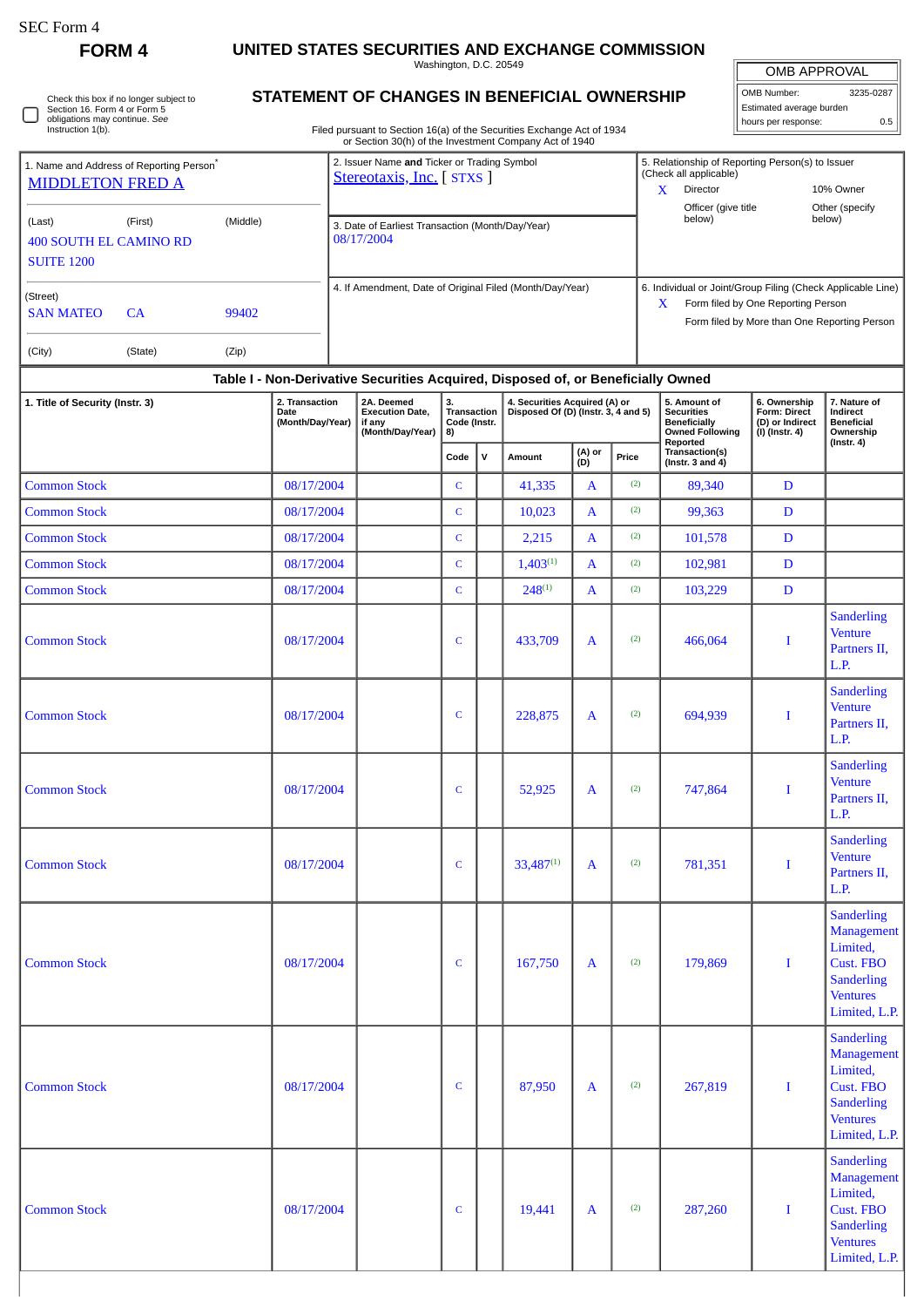SEC Form 4

**FORM 4**

# UNITED STATES SECURITIES AND EXCHANGE COMMISSION

Washington, D.C. 20549

## STATEMENT OF CHANGES IN BENEFICIAL OWNERSHIP

Filed pursuant to Section 16(a) of the Securities Exchange Act of 1934 or Section 30(h) of the Investment Company Act of 1940

| OMB APPROVAL | |
|---|---|
| OMB Number: | 3235-0287 |
| Estimated average burden | |
| hours per response: | 0.5 |

☐ Check this box if no longer subject to Section 16. Form 4 or Form 5 obligations may continue. *See* Instruction 1(b).

1. Name and Address of Reporting Person*
MIDDLETON FRED A

(Last) (First) (Middle)
400 SOUTH EL CAMINO RD
SUITE 1200

(Street)
SAN MATEO CA 99402

(City) (State) (Zip)

2. Issuer Name **and** Ticker or Trading Symbol
Stereotaxis, Inc. [ STXS ]

3. Date of Earliest Transaction (Month/Day/Year)
08/17/2004

4. If Amendment, Date of Original Filed (Month/Day/Year)

5. Relationship of Reporting Person(s) to Issuer (Check all applicable)
X Director
10% Owner
Officer (give title below)
Other (specify below)

6. Individual or Joint/Group Filing (Check Applicable Line)
X Form filed by One Reporting Person
Form filed by More than One Reporting Person

### Table I - Non-Derivative Securities Acquired, Disposed of, or Beneficially Owned

| 1. Title of Security (Instr. 3) | 2. Transaction Date (Month/Day/Year) | 2A. Deemed Execution Date, if any (Month/Day/Year) | 3. Transaction Code (Instr. 8) | | 4. Securities Acquired (A) or Disposed Of (D) (Instr. 3, 4 and 5) | | | 5. Amount of Securities Beneficially Owned Following Reported Transaction(s) (Instr. 3 and 4) | 6. Ownership Form: Direct (D) or Indirect (I) (Instr. 4) | 7. Nature of Indirect Beneficial Ownership (Instr. 4) |
|---|---|---|---|---|---|---|---|---|---|---|
| | | | Code | V | Amount | (A) or (D) | Price | | | |
| Common Stock | 08/17/2004 | | C | | 41,335 | A | (2) | 89,340 | D | |
| Common Stock | 08/17/2004 | | C | | 10,023 | A | (2) | 99,363 | D | |
| Common Stock | 08/17/2004 | | C | | 2,215 | A | (2) | 101,578 | D | |
| Common Stock | 08/17/2004 | | C | | 1,403(1) | A | (2) | 102,981 | D | |
| Common Stock | 08/17/2004 | | C | | 248(1) | A | (2) | 103,229 | D | |
| Common Stock | 08/17/2004 | | C | | 433,709 | A | (2) | 466,064 | I | Sanderling Venture Partners II, L.P. |
| Common Stock | 08/17/2004 | | C | | 228,875 | A | (2) | 694,939 | I | Sanderling Venture Partners II, L.P. |
| Common Stock | 08/17/2004 | | C | | 52,925 | A | (2) | 747,864 | I | Sanderling Venture Partners II, L.P. |
| Common Stock | 08/17/2004 | | C | | 33,487(1) | A | (2) | 781,351 | I | Sanderling Venture Partners II, L.P. |
| Common Stock | 08/17/2004 | | C | | 167,750 | A | (2) | 179,869 | I | Sanderling Management Limited, Cust. FBO Sanderling Ventures Limited, L.P. |
| Common Stock | 08/17/2004 | | C | | 87,950 | A | (2) | 267,819 | I | Sanderling Management Limited, Cust. FBO Sanderling Ventures Limited, L.P. |
| Common Stock | 08/17/2004 | | C | | 19,441 | A | (2) | 287,260 | I | Sanderling Management Limited, Cust. FBO Sanderling Ventures Limited, L.P. |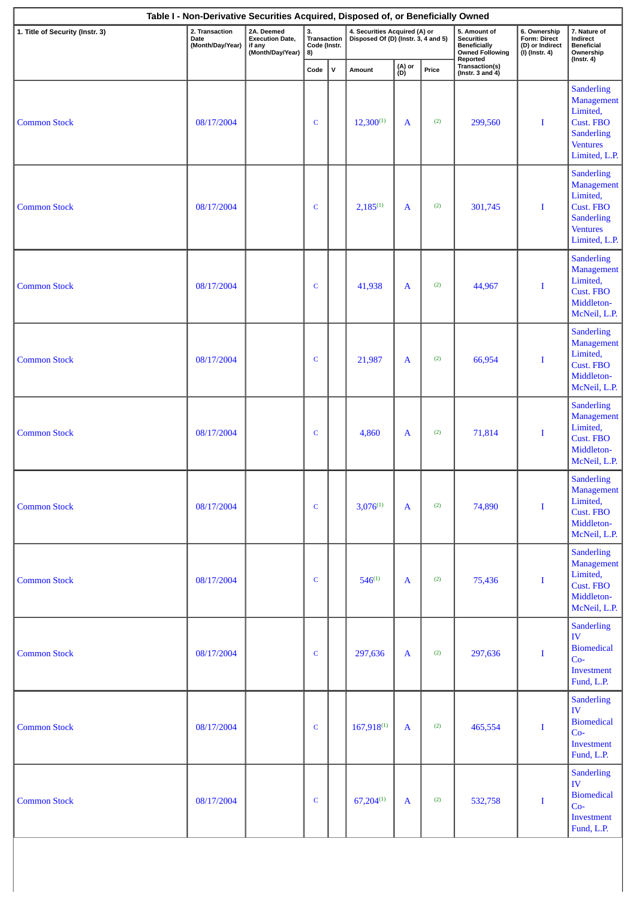| Table I - Non-Derivative Securities Acquired, Disposed of, or Beneficially Owned | | | | | | | | | | |
|---|---|---|---|---|---|---|---|---|---|---|
| 1. Title of Security (Instr. 3) | 2. Transaction Date (Month/Day/Year) | 2A. Deemed Execution Date, if any (Month/Day/Year) | 3. Transaction Code (Instr. 8) | | 4. Securities Acquired (A) or Disposed Of (D) (Instr. 3, 4 and 5) | | | 5. Amount of Securities Beneficially Owned Following Reported Transaction(s) (Instr. 3 and 4) | 6. Ownership Form: Direct (D) or Indirect (I) (Instr. 4) | 7. Nature of Indirect Beneficial Ownership (Instr. 4) |
| | | | Code | V | Amount | (A) or (D) | Price | | | |
| Common Stock | 08/17/2004 | | C | | 12,300[(1)] | A | [(2)] | 299,560 | I | Sanderling Management Limited, Cust. FBO Sanderling Ventures Limited, L.P. |
| Common Stock | 08/17/2004 | | C | | 2,185[(1)] | A | [(2)] | 301,745 | I | Sanderling Management Limited, Cust. FBO Sanderling Ventures Limited, L.P. |
| Common Stock | 08/17/2004 | | C | | 41,938 | A | [(2)] | 44,967 | I | Sanderling Management Limited, Cust. FBO Middleton-McNeil, L.P. |
| Common Stock | 08/17/2004 | | C | | 21,987 | A | [(2)] | 66,954 | I | Sanderling Management Limited, Cust. FBO Middleton-McNeil, L.P. |
| Common Stock | 08/17/2004 | | C | | 4,860 | A | [(2)] | 71,814 | I | Sanderling Management Limited, Cust. FBO Middleton-McNeil, L.P. |
| Common Stock | 08/17/2004 | | C | | 3,076[(1)] | A | [(2)] | 74,890 | I | Sanderling Management Limited, Cust. FBO Middleton-McNeil, L.P. |
| Common Stock | 08/17/2004 | | C | | 546[(1)] | A | [(2)] | 75,436 | I | Sanderling Management Limited, Cust. FBO Middleton-McNeil, L.P. |
| Common Stock | 08/17/2004 | | C | | 297,636 | A | [(2)] | 297,636 | I | Sanderling IV Biomedical Co-Investment Fund, L.P. |
| Common Stock | 08/17/2004 | | C | | 167,918[(1)] | A | [(2)] | 465,554 | I | Sanderling IV Biomedical Co-Investment Fund, L.P. |
| Common Stock | 08/17/2004 | | C | | 67,204[(1)] | A | [(2)] | 532,758 | I | Sanderling IV Biomedical Co-Investment Fund, L.P. |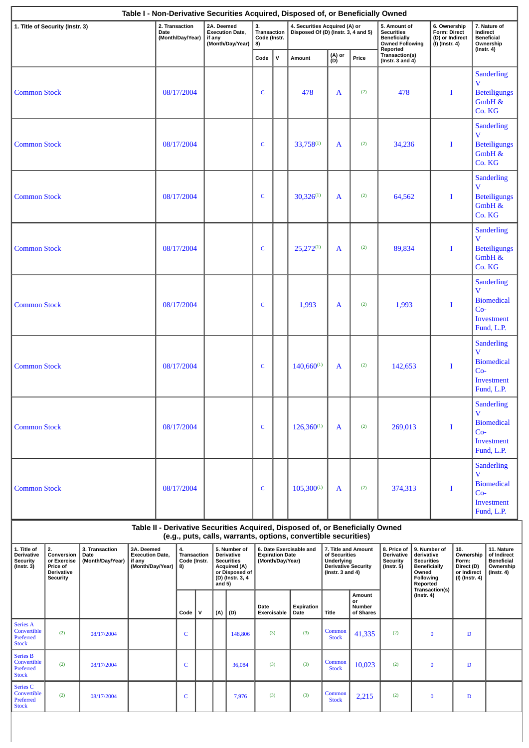## Table I - Non-Derivative Securities Acquired, Disposed of, or Beneficially Owned

| 1. Title of Security (Instr. 3) | 2. Transaction Date (Month/Day/Year) | 2A. Deemed Execution Date, if any (Month/Day/Year) | 3. Transaction Code (Instr. 8) | | 4. Securities Acquired (A) or Disposed Of (D) (Instr. 3, 4 and 5) | | | 5. Amount of Securities Beneficially Owned Following Reported Transaction(s) (Instr. 3 and 4) | 6. Ownership Form: Direct (D) or Indirect (I) (Instr. 4) | 7. Nature of Indirect Beneficial Ownership (Instr. 4) |
|---|---|---|---|---|---|---|---|---|---|---|
| | | | Code | V | Amount | (A) or (D) | Price | | | |
| Common Stock | 08/17/2004 | | C | | 478 | A | (2) | 478 | I | Sanderling V Beteiligungs GmbH & Co. KG |
| Common Stock | 08/17/2004 | | C | | 33,758(1) | A | (2) | 34,236 | I | Sanderling V Beteiligungs GmbH & Co. KG |
| Common Stock | 08/17/2004 | | C | | 30,326(1) | A | (2) | 64,562 | I | Sanderling V Beteiligungs GmbH & Co. KG |
| Common Stock | 08/17/2004 | | C | | 25,272(1) | A | (2) | 89,834 | I | Sanderling V Beteiligungs GmbH & Co. KG |
| Common Stock | 08/17/2004 | | C | | 1,993 | A | (2) | 1,993 | I | Sanderling V Biomedical Co-Investment Fund, L.P. |
| Common Stock | 08/17/2004 | | C | | 140,660(1) | A | (2) | 142,653 | I | Sanderling V Biomedical Co-Investment Fund, L.P. |
| Common Stock | 08/17/2004 | | C | | 126,360(1) | A | (2) | 269,013 | I | Sanderling V Biomedical Co-Investment Fund, L.P. |
| Common Stock | 08/17/2004 | | C | | 105,300(1) | A | (2) | 374,313 | I | Sanderling V Biomedical Co-Investment Fund, L.P. |

## Table II - Derivative Securities Acquired, Disposed of, or Beneficially Owned (e.g., puts, calls, warrants, options, convertible securities)

| 1. Title of Derivative Security (Instr. 3) | 2. Conversion or Exercise Price of Derivative Security | 3. Transaction Date (Month/Day/Year) | 3A. Deemed Execution Date, if any (Month/Day/Year) | 4. Transaction Code (Instr. 8) | | 5. Number of Derivative Securities Acquired (A) or Disposed of (D) (Instr. 3, 4 and 5) | | 6. Date Exercisable and Expiration Date (Month/Day/Year) | | 7. Title and Amount of Securities Underlying Derivative Security (Instr. 3 and 4) | | 8. Price of Derivative Security (Instr. 5) | 9. Number of derivative Securities Beneficially Owned Following Reported Transaction(s) (Instr. 4) | 10. Ownership Form: Direct (D) or Indirect (I) (Instr. 4) | 11. Nature of Indirect Beneficial Ownership (Instr. 4) |
|---|---|---|---|---|---|---|---|---|---|---|---|---|---|---|---|
| | | | | Code | V | (A) | (D) | Date Exercisable | Expiration Date | Title | Amount or Number of Shares | | | | |
| Series A Convertible Preferred Stock | (2) | 08/17/2004 | | C | | | 148,806 | (3) | (3) | Common Stock | 41,335 | (2) | 0 | D | |
| Series B Convertible Preferred Stock | (2) | 08/17/2004 | | C | | | 36,084 | (3) | (3) | Common Stock | 10,023 | (2) | 0 | D | |
| Series C Convertible Preferred Stock | (2) | 08/17/2004 | | C | | | 7,976 | (3) | (3) | Common Stock | 2,215 | (2) | 0 | D | |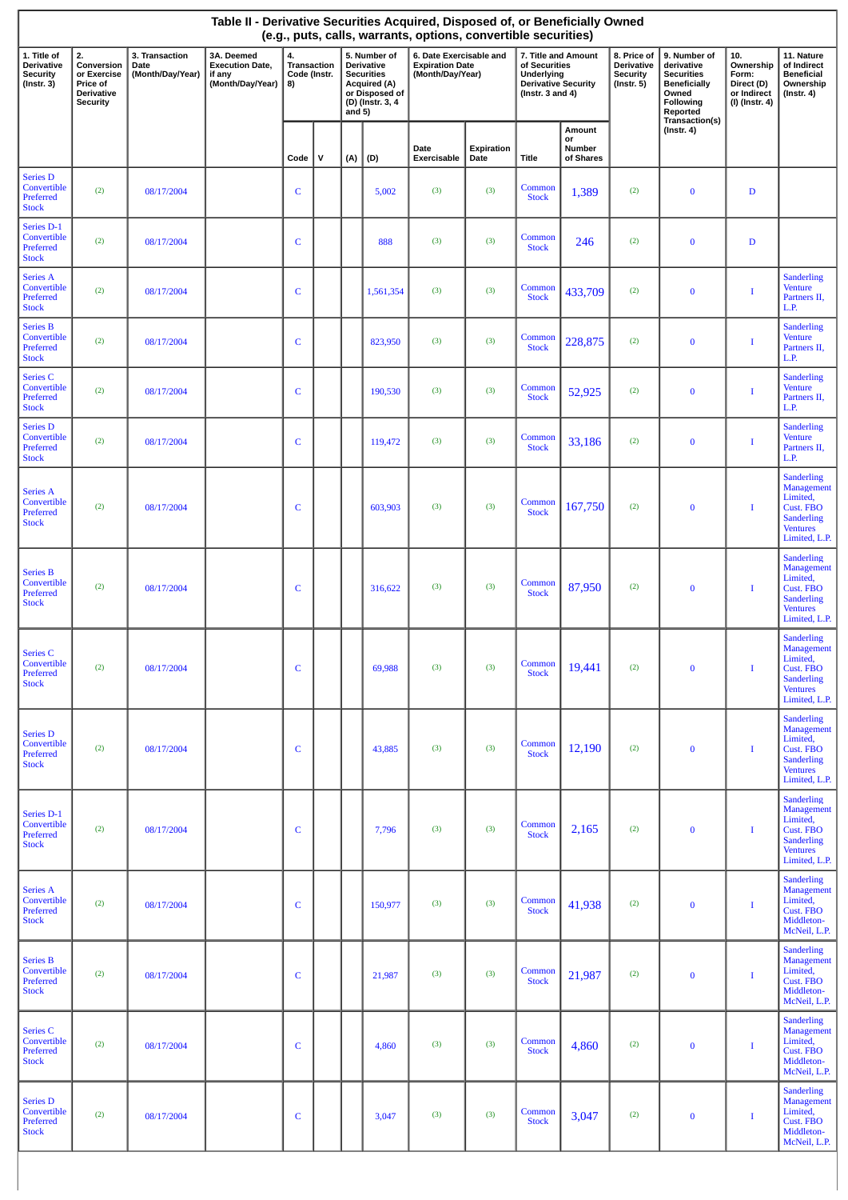## Table II - Derivative Securities Acquired, Disposed of, or Beneficially Owned
## (e.g., puts, calls, warrants, options, convertible securities)

| 1. Title of Derivative Security (Instr. 3) | 2. Conversion or Exercise Price of Derivative Security | 3. Transaction Date (Month/Day/Year) | 3A. Deemed Execution Date, if any (Month/Day/Year) | 4. Transaction Code (Instr. 8) | | 5. Number of Derivative Securities Acquired (A) or Disposed of (D) (Instr. 3, 4 and 5) | | 6. Date Exercisable and Expiration Date (Month/Day/Year) | | 7. Title and Amount of Securities Underlying Derivative Security (Instr. 3 and 4) | | 8. Price of Derivative Security (Instr. 5) | 9. Number of derivative Securities Beneficially Owned Following Reported Transaction(s) (Instr. 4) | 10. Ownership Form: Direct (D) or Indirect (I) (Instr. 4) | 11. Nature of Indirect Beneficial Ownership (Instr. 4) |
|---|---|---|---|---|---|---|---|---|---|---|---|---|---|---|---|
| | | | | Code | V | (A) | (D) | Date Exercisable | Expiration Date | Title | Amount or Number of Shares | | | | |
| Series D Convertible Preferred Stock | (2) | 08/17/2004 | | C | | | 5,002 | (3) | (3) | Common Stock | 1,389 | (2) | 0 | D | |
| Series D-1 Convertible Preferred Stock | (2) | 08/17/2004 | | C | | | 888 | (3) | (3) | Common Stock | 246 | (2) | 0 | D | |
| Series A Convertible Preferred Stock | (2) | 08/17/2004 | | C | | | 1,561,354 | (3) | (3) | Common Stock | 433,709 | (2) | 0 | I | Sanderling Venture Partners II, L.P. |
| Series B Convertible Preferred Stock | (2) | 08/17/2004 | | C | | | 823,950 | (3) | (3) | Common Stock | 228,875 | (2) | 0 | I | Sanderling Venture Partners II, L.P. |
| Series C Convertible Preferred Stock | (2) | 08/17/2004 | | C | | | 190,530 | (3) | (3) | Common Stock | 52,925 | (2) | 0 | I | Sanderling Venture Partners II, L.P. |
| Series D Convertible Preferred Stock | (2) | 08/17/2004 | | C | | | 119,472 | (3) | (3) | Common Stock | 33,186 | (2) | 0 | I | Sanderling Venture Partners II, L.P. |
| Series A Convertible Preferred Stock | (2) | 08/17/2004 | | C | | | 603,903 | (3) | (3) | Common Stock | 167,750 | (2) | 0 | I | Sanderling Management Limited, Cust. FBO Sanderling Ventures Limited, L.P. |
| Series B Convertible Preferred Stock | (2) | 08/17/2004 | | C | | | 316,622 | (3) | (3) | Common Stock | 87,950 | (2) | 0 | I | Sanderling Management Limited, Cust. FBO Sanderling Ventures Limited, L.P. |
| Series C Convertible Preferred Stock | (2) | 08/17/2004 | | C | | | 69,988 | (3) | (3) | Common Stock | 19,441 | (2) | 0 | I | Sanderling Management Limited, Cust. FBO Sanderling Ventures Limited, L.P. |
| Series D Convertible Preferred Stock | (2) | 08/17/2004 | | C | | | 43,885 | (3) | (3) | Common Stock | 12,190 | (2) | 0 | I | Sanderling Management Limited, Cust. FBO Sanderling Ventures Limited, L.P. |
| Series D-1 Convertible Preferred Stock | (2) | 08/17/2004 | | C | | | 7,796 | (3) | (3) | Common Stock | 2,165 | (2) | 0 | I | Sanderling Management Limited, Cust. FBO Sanderling Ventures Limited, L.P. |
| Series A Convertible Preferred Stock | (2) | 08/17/2004 | | C | | | 150,977 | (3) | (3) | Common Stock | 41,938 | (2) | 0 | I | Sanderling Management Limited, Cust. FBO Middleton-McNeil, L.P. |
| Series B Convertible Preferred Stock | (2) | 08/17/2004 | | C | | | 21,987 | (3) | (3) | Common Stock | 21,987 | (2) | 0 | I | Sanderling Management Limited, Cust. FBO Middleton-McNeil, L.P. |
| Series C Convertible Preferred Stock | (2) | 08/17/2004 | | C | | | 4,860 | (3) | (3) | Common Stock | 4,860 | (2) | 0 | I | Sanderling Management Limited, Cust. FBO Middleton-McNeil, L.P. |
| Series D Convertible Preferred Stock | (2) | 08/17/2004 | | C | | | 3,047 | (3) | (3) | Common Stock | 3,047 | (2) | 0 | I | Sanderling Management Limited, Cust. FBO Middleton-McNeil, L.P. |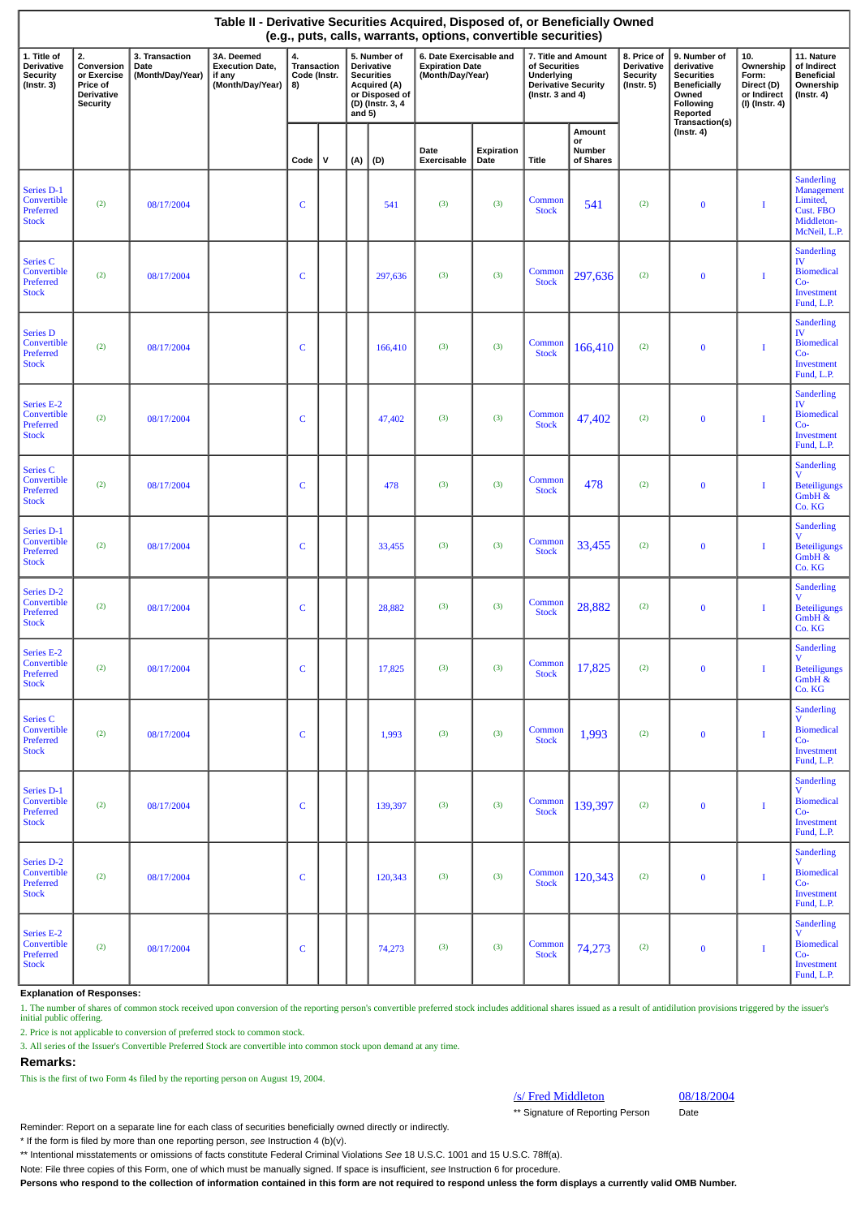## Table II - Derivative Securities Acquired, Disposed of, or Beneficially Owned (e.g., puts, calls, warrants, options, convertible securities)

| 1. Title of Derivative Security (Instr. 3) | 2. Conversion or Exercise Price of Derivative Security | 3. Transaction Date (Month/Day/Year) | 3A. Deemed Execution Date, if any (Month/Day/Year) | 4. Transaction Code (Instr. 8) | | 5. Number of Derivative Securities Acquired (A) or Disposed of (D) (Instr. 3, 4 and 5) | | 6. Date Exercisable and Expiration Date (Month/Day/Year) | | 7. Title and Amount of Securities Underlying Derivative Security (Instr. 3 and 4) | | 8. Price of Derivative Security (Instr. 5) | 9. Number of derivative Securities Beneficially Owned Following Reported Transaction(s) (Instr. 4) | 10. Ownership Form: Direct (D) or Indirect (I) (Instr. 4) | 11. Nature of Indirect Beneficial Ownership (Instr. 4) |
|---|---|---|---|---|---|---|---|---|---|---|---|---|---|---|---|
| | | | | Code | V | (A) | (D) | Date Exercisable | Expiration Date | Title | Amount or Number of Shares | | | | |
| Series D-1 Convertible Preferred Stock | (2) | 08/17/2004 | | C | | | 541 | (3) | (3) | Common Stock | 541 | (2) | 0 | I | Sanderling Management Limited, Cust. FBO Middleton-McNeil, L.P. |
| Series C Convertible Preferred Stock | (2) | 08/17/2004 | | C | | | 297,636 | (3) | (3) | Common Stock | 297,636 | (2) | 0 | I | Sanderling IV Biomedical Co-Investment Fund, L.P. |
| Series D Convertible Preferred Stock | (2) | 08/17/2004 | | C | | | 166,410 | (3) | (3) | Common Stock | 166,410 | (2) | 0 | I | Sanderling IV Biomedical Co-Investment Fund, L.P. |
| Series E-2 Convertible Preferred Stock | (2) | 08/17/2004 | | C | | | 47,402 | (3) | (3) | Common Stock | 47,402 | (2) | 0 | I | Sanderling IV Biomedical Co-Investment Fund, L.P. |
| Series C Convertible Preferred Stock | (2) | 08/17/2004 | | C | | | 478 | (3) | (3) | Common Stock | 478 | (2) | 0 | I | Sanderling V Beteiligungs GmbH & Co. KG |
| Series D-1 Convertible Preferred Stock | (2) | 08/17/2004 | | C | | | 33,455 | (3) | (3) | Common Stock | 33,455 | (2) | 0 | I | Sanderling V Beteiligungs GmbH & Co. KG |
| Series D-2 Convertible Preferred Stock | (2) | 08/17/2004 | | C | | | 28,882 | (3) | (3) | Common Stock | 28,882 | (2) | 0 | I | Sanderling V Beteiligungs GmbH & Co. KG |
| Series E-2 Convertible Preferred Stock | (2) | 08/17/2004 | | C | | | 17,825 | (3) | (3) | Common Stock | 17,825 | (2) | 0 | I | Sanderling V Beteiligungs GmbH & Co. KG |
| Series C Convertible Preferred Stock | (2) | 08/17/2004 | | C | | | 1,993 | (3) | (3) | Common Stock | 1,993 | (2) | 0 | I | Sanderling V Biomedical Co-Investment Fund, L.P. |
| Series D-1 Convertible Preferred Stock | (2) | 08/17/2004 | | C | | | 139,397 | (3) | (3) | Common Stock | 139,397 | (2) | 0 | I | Sanderling V Biomedical Co-Investment Fund, L.P. |
| Series D-2 Convertible Preferred Stock | (2) | 08/17/2004 | | C | | | 120,343 | (3) | (3) | Common Stock | 120,343 | (2) | 0 | I | Sanderling V Biomedical Co-Investment Fund, L.P. |
| Series E-2 Convertible Preferred Stock | (2) | 08/17/2004 | | C | | | 74,273 | (3) | (3) | Common Stock | 74,273 | (2) | 0 | I | Sanderling V Biomedical Co-Investment Fund, L.P. |

**Explanation of Responses:**

1. The number of shares of common stock received upon conversion of the reporting person's convertible preferred stock includes additional shares issued as a result of antidilution provisions triggered by the issuer's initial public offering.

2. Price is not applicable to conversion of preferred stock to common stock.

3. All series of the Issuer's Convertible Preferred Stock are convertible into common stock upon demand at any time.

## Remarks:

This is the first of two Form 4s filed by the reporting person on August 19, 2004.

/s/ Fred Middleton — 08/18/2004

** Signature of Reporting Person — Date

Reminder: Report on a separate line for each class of securities beneficially owned directly or indirectly.

\* If the form is filed by more than one reporting person, *see* Instruction 4 (b)(v).

** Intentional misstatements or omissions of facts constitute Federal Criminal Violations *See* 18 U.S.C. 1001 and 15 U.S.C. 78ff(a).

Note: File three copies of this Form, one of which must be manually signed. If space is insufficient, *see* Instruction 6 for procedure.

**Persons who respond to the collection of information contained in this form are not required to respond unless the form displays a currently valid OMB Number.**